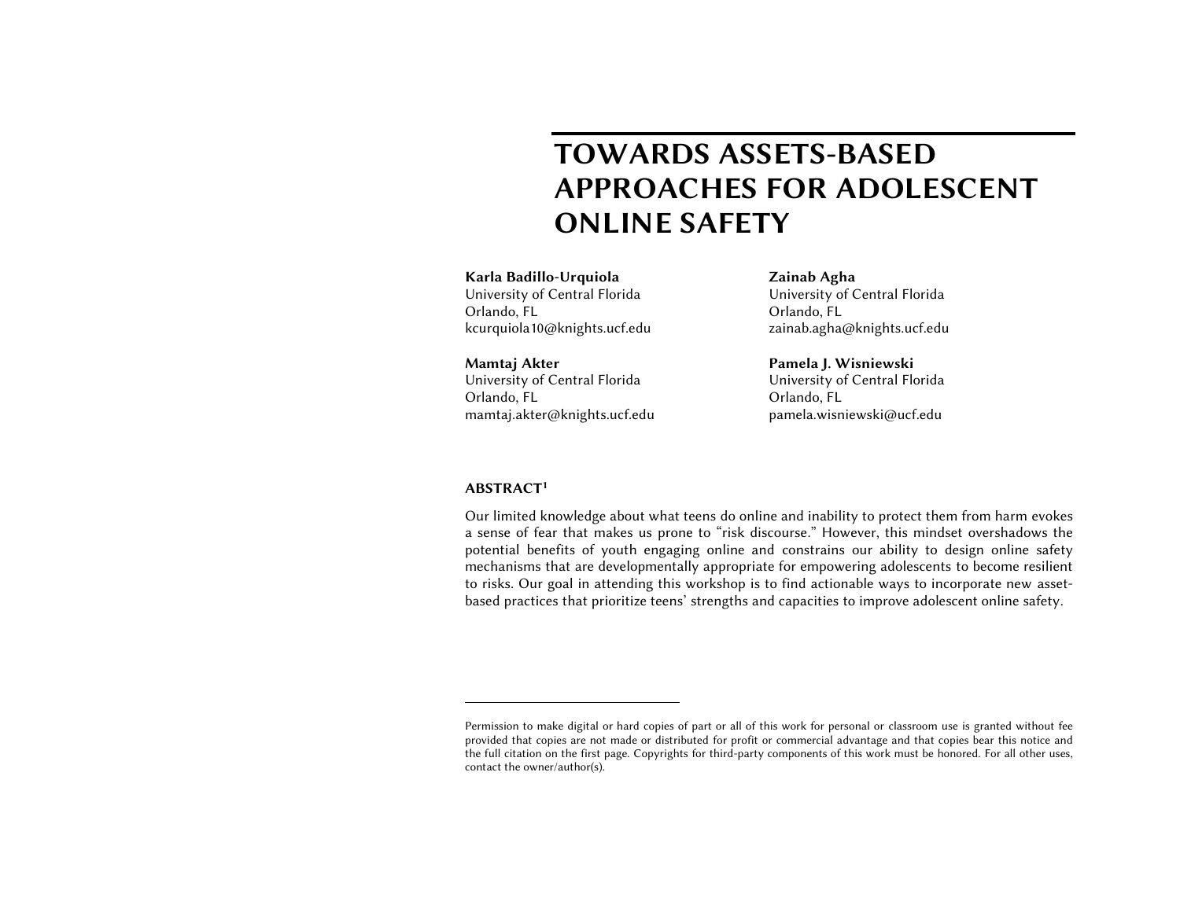# TOWARDS ASSETS-BASED APPROACHES FOR ADOLESCENT ONLINE SAFETY

**Karla Badillo-Urquiola**
University of Central Florida
Orlando, FL
kcurquiola10@knights.ucf.edu

**Zainab Agha**
University of Central Florida
Orlando, FL
zainab.agha@knights.ucf.edu

**Mamtaj Akter**
University of Central Florida
Orlando, FL
mamtaj.akter@knights.ucf.edu

**Pamela J. Wisniewski**
University of Central Florida
Orlando, FL
pamela.wisniewski@ucf.edu

## ABSTRACT[1]

Our limited knowledge about what teens do online and inability to protect them from harm evokes a sense of fear that makes us prone to "risk discourse." However, this mindset overshadows the potential benefits of youth engaging online and constrains our ability to design online safety mechanisms that are developmentally appropriate for empowering adolescents to become resilient to risks. Our goal in attending this workshop is to find actionable ways to incorporate new asset-based practices that prioritize teens' strengths and capacities to improve adolescent online safety.

---

Permission to make digital or hard copies of part or all of this work for personal or classroom use is granted without fee provided that copies are not made or distributed for profit or commercial advantage and that copies bear this notice and the full citation on the first page. Copyrights for third-party components of this work must be honored. For all other uses, contact the owner/author(s).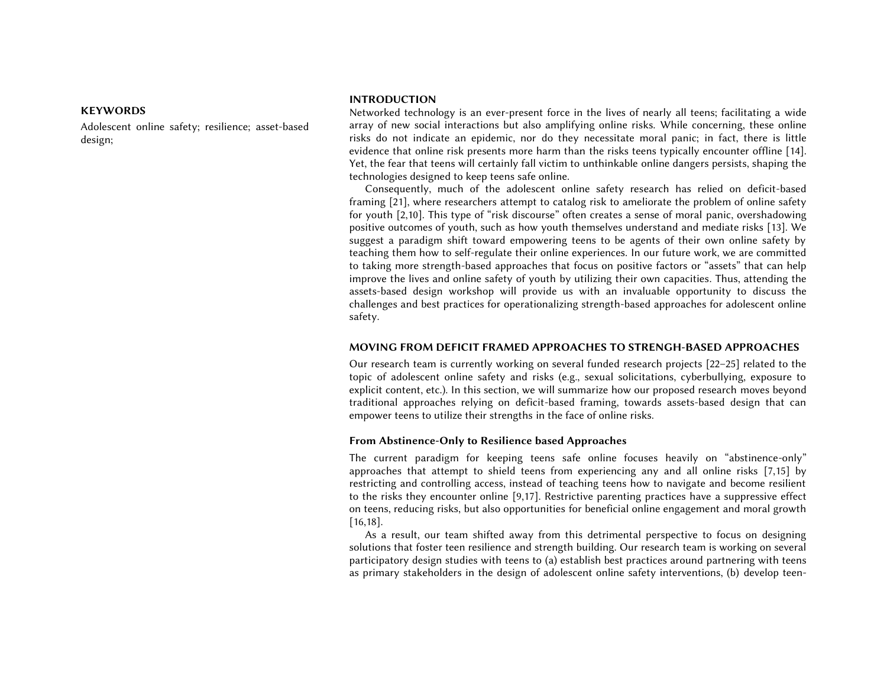## KEYWORDS

Adolescent online safety; resilience; asset-based design;

## INTRODUCTION

Networked technology is an ever-present force in the lives of nearly all teens; facilitating a wide array of new social interactions but also amplifying online risks. While concerning, these online risks do not indicate an epidemic, nor do they necessitate moral panic; in fact, there is little evidence that online risk presents more harm than the risks teens typically encounter offline [14]. Yet, the fear that teens will certainly fall victim to unthinkable online dangers persists, shaping the technologies designed to keep teens safe online.

Consequently, much of the adolescent online safety research has relied on deficit-based framing [21], where researchers attempt to catalog risk to ameliorate the problem of online safety for youth [2,10]. This type of "risk discourse" often creates a sense of moral panic, overshadowing positive outcomes of youth, such as how youth themselves understand and mediate risks [13]. We suggest a paradigm shift toward empowering teens to be agents of their own online safety by teaching them how to self-regulate their online experiences. In our future work, we are committed to taking more strength-based approaches that focus on positive factors or "assets" that can help improve the lives and online safety of youth by utilizing their own capacities. Thus, attending the assets-based design workshop will provide us with an invaluable opportunity to discuss the challenges and best practices for operationalizing strength-based approaches for adolescent online safety.

## MOVING FROM DEFICIT FRAMED APPROACHES TO STRENGH-BASED APPROACHES

Our research team is currently working on several funded research projects [22–25] related to the topic of adolescent online safety and risks (e.g., sexual solicitations, cyberbullying, exposure to explicit content, etc.). In this section, we will summarize how our proposed research moves beyond traditional approaches relying on deficit-based framing, towards assets-based design that can empower teens to utilize their strengths in the face of online risks.

### From Abstinence-Only to Resilience based Approaches

The current paradigm for keeping teens safe online focuses heavily on "abstinence-only" approaches that attempt to shield teens from experiencing any and all online risks [7,15] by restricting and controlling access, instead of teaching teens how to navigate and become resilient to the risks they encounter online [9,17]. Restrictive parenting practices have a suppressive effect on teens, reducing risks, but also opportunities for beneficial online engagement and moral growth [16,18].

As a result, our team shifted away from this detrimental perspective to focus on designing solutions that foster teen resilience and strength building. Our research team is working on several participatory design studies with teens to (a) establish best practices around partnering with teens as primary stakeholders in the design of adolescent online safety interventions, (b) develop teen-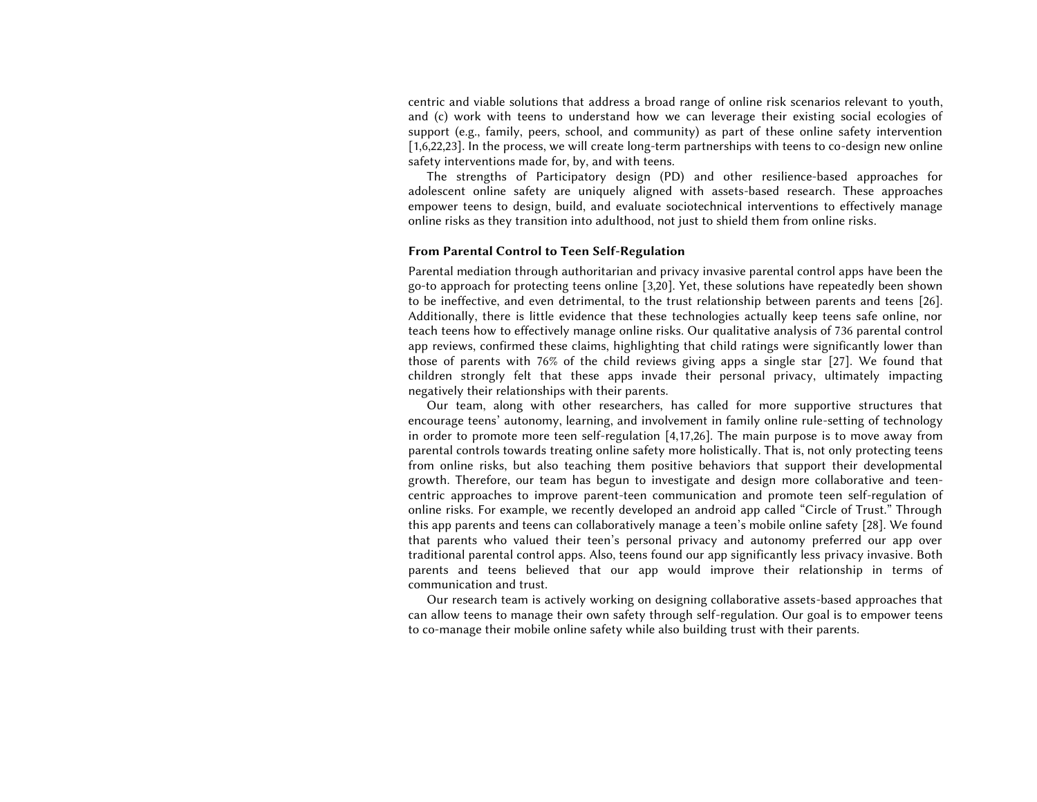centric and viable solutions that address a broad range of online risk scenarios relevant to youth, and (c) work with teens to understand how we can leverage their existing social ecologies of support (e.g., family, peers, school, and community) as part of these online safety intervention [1,6,22,23]. In the process, we will create long-term partnerships with teens to co-design new online safety interventions made for, by, and with teens.

The strengths of Participatory design (PD) and other resilience-based approaches for adolescent online safety are uniquely aligned with assets-based research. These approaches empower teens to design, build, and evaluate sociotechnical interventions to effectively manage online risks as they transition into adulthood, not just to shield them from online risks.

### From Parental Control to Teen Self-Regulation

Parental mediation through authoritarian and privacy invasive parental control apps have been the go-to approach for protecting teens online [3,20]. Yet, these solutions have repeatedly been shown to be ineffective, and even detrimental, to the trust relationship between parents and teens [26]. Additionally, there is little evidence that these technologies actually keep teens safe online, nor teach teens how to effectively manage online risks. Our qualitative analysis of 736 parental control app reviews, confirmed these claims, highlighting that child ratings were significantly lower than those of parents with 76% of the child reviews giving apps a single star [27]. We found that children strongly felt that these apps invade their personal privacy, ultimately impacting negatively their relationships with their parents.

Our team, along with other researchers, has called for more supportive structures that encourage teens' autonomy, learning, and involvement in family online rule-setting of technology in order to promote more teen self-regulation [4,17,26]. The main purpose is to move away from parental controls towards treating online safety more holistically. That is, not only protecting teens from online risks, but also teaching them positive behaviors that support their developmental growth. Therefore, our team has begun to investigate and design more collaborative and teen-centric approaches to improve parent-teen communication and promote teen self-regulation of online risks. For example, we recently developed an android app called "Circle of Trust." Through this app parents and teens can collaboratively manage a teen's mobile online safety [28]. We found that parents who valued their teen's personal privacy and autonomy preferred our app over traditional parental control apps. Also, teens found our app significantly less privacy invasive. Both parents and teens believed that our app would improve their relationship in terms of communication and trust.

Our research team is actively working on designing collaborative assets-based approaches that can allow teens to manage their own safety through self-regulation. Our goal is to empower teens to co-manage their mobile online safety while also building trust with their parents.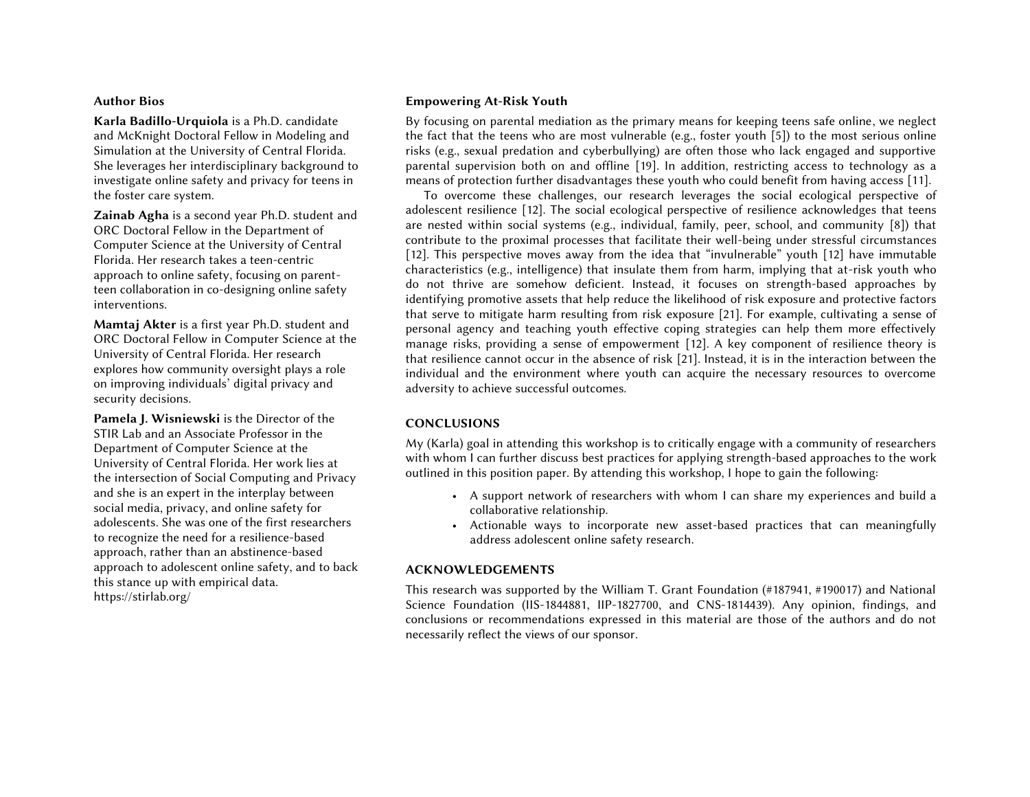### Empowering At-Risk Youth

By focusing on parental mediation as the primary means for keeping teens safe online, we neglect the fact that the teens who are most vulnerable (e.g., foster youth [5]) to the most serious online risks (e.g., sexual predation and cyberbullying) are often those who lack engaged and supportive parental supervision both on and offline [19]. In addition, restricting access to technology as a means of protection further disadvantages these youth who could benefit from having access [11].

To overcome these challenges, our research leverages the social ecological perspective of adolescent resilience [12]. The social ecological perspective of resilience acknowledges that teens are nested within social systems (e.g., individual, family, peer, school, and community [8]) that contribute to the proximal processes that facilitate their well-being under stressful circumstances [12]. This perspective moves away from the idea that "invulnerable" youth [12] have immutable characteristics (e.g., intelligence) that insulate them from harm, implying that at-risk youth who do not thrive are somehow deficient. Instead, it focuses on strength-based approaches by identifying promotive assets that help reduce the likelihood of risk exposure and protective factors that serve to mitigate harm resulting from risk exposure [21]. For example, cultivating a sense of personal agency and teaching youth effective coping strategies can help them more effectively manage risks, providing a sense of empowerment [12]. A key component of resilience theory is that resilience cannot occur in the absence of risk [21]. Instead, it is in the interaction between the individual and the environment where youth can acquire the necessary resources to overcome adversity to achieve successful outcomes.

## CONCLUSIONS

My (Karla) goal in attending this workshop is to critically engage with a community of researchers with whom I can further discuss best practices for applying strength-based approaches to the work outlined in this position paper. By attending this workshop, I hope to gain the following:

- A support network of researchers with whom I can share my experiences and build a collaborative relationship.
- Actionable ways to incorporate new asset-based practices that can meaningfully address adolescent online safety research.

## ACKNOWLEDGEMENTS

This research was supported by the William T. Grant Foundation (#187941, #190017) and National Science Foundation (IIS-1844881, IIP-1827700, and CNS-1814439). Any opinion, findings, and conclusions or recommendations expressed in this material are those of the authors and do not necessarily reflect the views of our sponsor.

### Author Bios

**Karla Badillo-Urquiola** is a Ph.D. candidate and McKnight Doctoral Fellow in Modeling and Simulation at the University of Central Florida. She leverages her interdisciplinary background to investigate online safety and privacy for teens in the foster care system.

**Zainab Agha** is a second year Ph.D. student and ORC Doctoral Fellow in the Department of Computer Science at the University of Central Florida. Her research takes a teen-centric approach to online safety, focusing on parent-teen collaboration in co-designing online safety interventions.

**Mamtaj Akter** is a first year Ph.D. student and ORC Doctoral Fellow in Computer Science at the University of Central Florida. Her research explores how community oversight plays a role on improving individuals' digital privacy and security decisions.

**Pamela J. Wisniewski** is the Director of the STIR Lab and an Associate Professor in the Department of Computer Science at the University of Central Florida. Her work lies at the intersection of Social Computing and Privacy and she is an expert in the interplay between social media, privacy, and online safety for adolescents. She was one of the first researchers to recognize the need for a resilience-based approach, rather than an abstinence-based approach to adolescent online safety, and to back this stance up with empirical data. https://stirlab.org/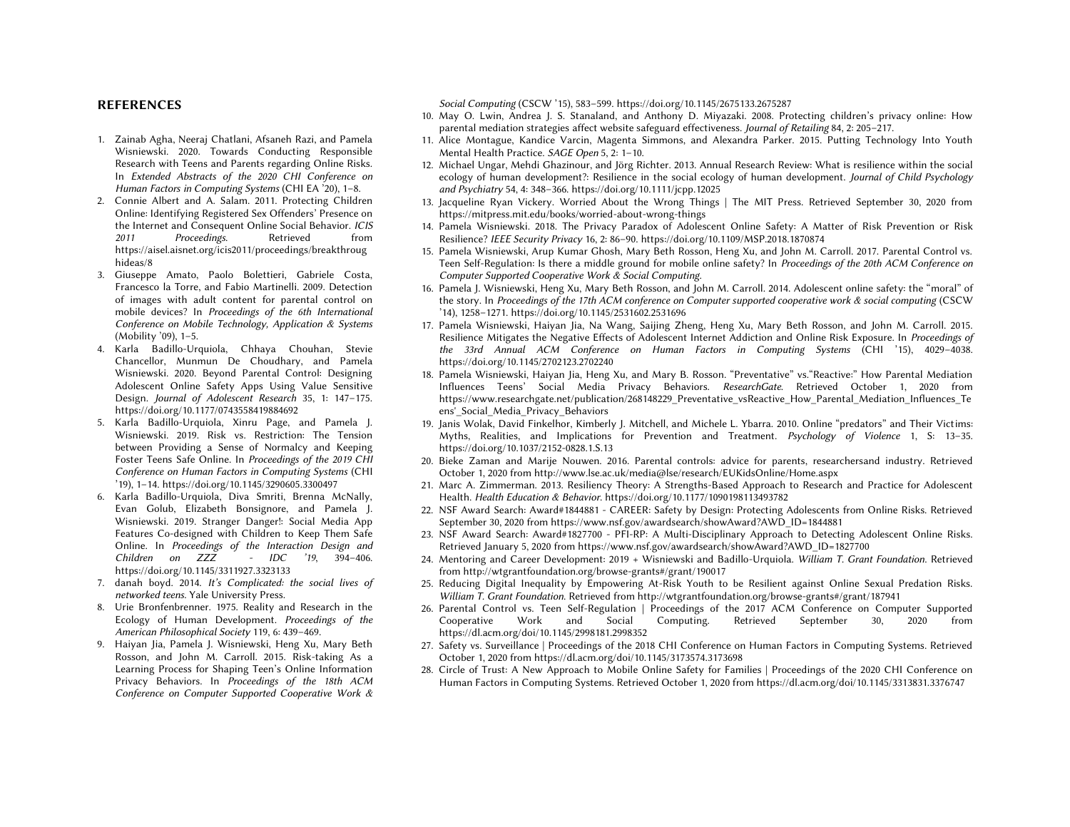## REFERENCES

1. Zainab Agha, Neeraj Chatlani, Afsaneh Razi, and Pamela Wisniewski. 2020. Towards Conducting Responsible Research with Teens and Parents regarding Online Risks. In *Extended Abstracts of the 2020 CHI Conference on Human Factors in Computing Systems* (CHI EA '20), 1–8.
2. Connie Albert and A. Salam. 2011. Protecting Children Online: Identifying Registered Sex Offenders' Presence on the Internet and Consequent Online Social Behavior. *ICIS 2011 Proceedings*. Retrieved from https://aisel.aisnet.org/icis2011/proceedings/breakthroughideas/8
3. Giuseppe Amato, Paolo Bolettieri, Gabriele Costa, Francesco la Torre, and Fabio Martinelli. 2009. Detection of images with adult content for parental control on mobile devices? In *Proceedings of the 6th International Conference on Mobile Technology, Application & Systems* (Mobility '09), 1–5.
4. Karla Badillo-Urquiola, Chhaya Chouhan, Stevie Chancellor, Munmun De Choudhary, and Pamela Wisniewski. 2020. Beyond Parental Control: Designing Adolescent Online Safety Apps Using Value Sensitive Design. *Journal of Adolescent Research* 35, 1: 147–175. https://doi.org/10.1177/0743558419884692
5. Karla Badillo-Urquiola, Xinru Page, and Pamela J. Wisniewski. 2019. Risk vs. Restriction: The Tension between Providing a Sense of Normalcy and Keeping Foster Teens Safe Online. In *Proceedings of the 2019 CHI Conference on Human Factors in Computing Systems* (CHI '19), 1–14. https://doi.org/10.1145/3290605.3300497
6. Karla Badillo-Urquiola, Diva Smriti, Brenna McNally, Evan Golub, Elizabeth Bonsignore, and Pamela J. Wisniewski. 2019. Stranger Danger!: Social Media App Features Co-designed with Children to Keep Them Safe Online. In *Proceedings of the Interaction Design and Children on ZZZ - IDC '19*, 394–406. https://doi.org/10.1145/3311927.3323133
7. danah boyd. 2014. *It's Complicated: the social lives of networked teens*. Yale University Press.
8. Urie Bronfenbrenner. 1975. Reality and Research in the Ecology of Human Development. *Proceedings of the American Philosophical Society* 119, 6: 439–469.
9. Haiyan Jia, Pamela J. Wisniewski, Heng Xu, Mary Beth Rosson, and John M. Carroll. 2015. Risk-taking As a Learning Process for Shaping Teen's Online Information Privacy Behaviors. In *Proceedings of the 18th ACM Conference on Computer Supported Cooperative Work & Social Computing* (CSCW '15), 583–599. https://doi.org/10.1145/2675133.2675287
10. May O. Lwin, Andrea J. S. Stanaland, and Anthony D. Miyazaki. 2008. Protecting children's privacy online: How parental mediation strategies affect website safeguard effectiveness. *Journal of Retailing* 84, 2: 205–217.
11. Alice Montague, Kandice Varcin, Magenta Simmons, and Alexandra Parker. 2015. Putting Technology Into Youth Mental Health Practice. *SAGE Open* 5, 2: 1–10.
12. Michael Ungar, Mehdi Ghazinour, and Jörg Richter. 2013. Annual Research Review: What is resilience within the social ecology of human development?: Resilience in the social ecology of human development. *Journal of Child Psychology and Psychiatry* 54, 4: 348–366. https://doi.org/10.1111/jcpp.12025
13. Jacqueline Ryan Vickery. Worried About the Wrong Things | The MIT Press. Retrieved September 30, 2020 from https://mitpress.mit.edu/books/worried-about-wrong-things
14. Pamela Wisniewski. 2018. The Privacy Paradox of Adolescent Online Safety: A Matter of Risk Prevention or Risk Resilience? *IEEE Security Privacy* 16, 2: 86–90. https://doi.org/10.1109/MSP.2018.1870874
15. Pamela Wisniewski, Arup Kumar Ghosh, Mary Beth Rosson, Heng Xu, and John M. Carroll. 2017. Parental Control vs. Teen Self-Regulation: Is there a middle ground for mobile online safety? In *Proceedings of the 20th ACM Conference on Computer Supported Cooperative Work & Social Computing*.
16. Pamela J. Wisniewski, Heng Xu, Mary Beth Rosson, and John M. Carroll. 2014. Adolescent online safety: the "moral" of the story. In *Proceedings of the 17th ACM conference on Computer supported cooperative work & social computing* (CSCW '14), 1258–1271. https://doi.org/10.1145/2531602.2531696
17. Pamela Wisniewski, Haiyan Jia, Na Wang, Saijing Zheng, Heng Xu, Mary Beth Rosson, and John M. Carroll. 2015. Resilience Mitigates the Negative Effects of Adolescent Internet Addiction and Online Risk Exposure. In *Proceedings of the 33rd Annual ACM Conference on Human Factors in Computing Systems* (CHI '15), 4029–4038. https://doi.org/10.1145/2702123.2702240
18. Pamela Wisniewski, Haiyan Jia, Heng Xu, and Mary B. Rosson. "Preventative" vs."Reactive:" How Parental Mediation Influences Teens' Social Media Privacy Behaviors. *ResearchGate*. Retrieved October 1, 2020 from https://www.researchgate.net/publication/268148229_Preventative_vsReactive_How_Parental_Mediation_Influences_Teens'_Social_Media_Privacy_Behaviors
19. Janis Wolak, David Finkelhor, Kimberly J. Mitchell, and Michele L. Ybarra. 2010. Online "predators" and Their Victims: Myths, Realities, and Implications for Prevention and Treatment. *Psychology of Violence* 1, S: 13–35. https://doi.org/10.1037/2152-0828.1.S.13
20. Bieke Zaman and Marije Nouwen. 2016. Parental controls: advice for parents, researchersand industry. Retrieved October 1, 2020 from http://www.lse.ac.uk/media@lse/research/EUKidsOnline/Home.aspx
21. Marc A. Zimmerman. 2013. Resiliency Theory: A Strengths-Based Approach to Research and Practice for Adolescent Health. *Health Education & Behavior*. https://doi.org/10.1177/1090198113493782
22. NSF Award Search: Award#1844881 - CAREER: Safety by Design: Protecting Adolescents from Online Risks. Retrieved September 30, 2020 from https://www.nsf.gov/awardsearch/showAward?AWD_ID=1844881
23. NSF Award Search: Award#1827700 - PFI-RP: A Multi-Disciplinary Approach to Detecting Adolescent Online Risks. Retrieved January 5, 2020 from https://www.nsf.gov/awardsearch/showAward?AWD_ID=1827700
24. Mentoring and Career Development: 2019 + Wisniewski and Badillo-Urquiola. *William T. Grant Foundation*. Retrieved from http://wtgrantfoundation.org/browse-grants#/grant/190017
25. Reducing Digital Inequality by Empowering At-Risk Youth to be Resilient against Online Sexual Predation Risks. *William T. Grant Foundation*. Retrieved from http://wtgrantfoundation.org/browse-grants#/grant/187941
26. Parental Control vs. Teen Self-Regulation | Proceedings of the 2017 ACM Conference on Computer Supported Cooperative Work and Social Computing. Retrieved September 30, 2020 from https://dl.acm.org/doi/10.1145/2998181.2998352
27. Safety vs. Surveillance | Proceedings of the 2018 CHI Conference on Human Factors in Computing Systems. Retrieved October 1, 2020 from https://dl.acm.org/doi/10.1145/3173574.3173698
28. Circle of Trust: A New Approach to Mobile Online Safety for Families | Proceedings of the 2020 CHI Conference on Human Factors in Computing Systems. Retrieved October 1, 2020 from https://dl.acm.org/doi/10.1145/3313831.3376747